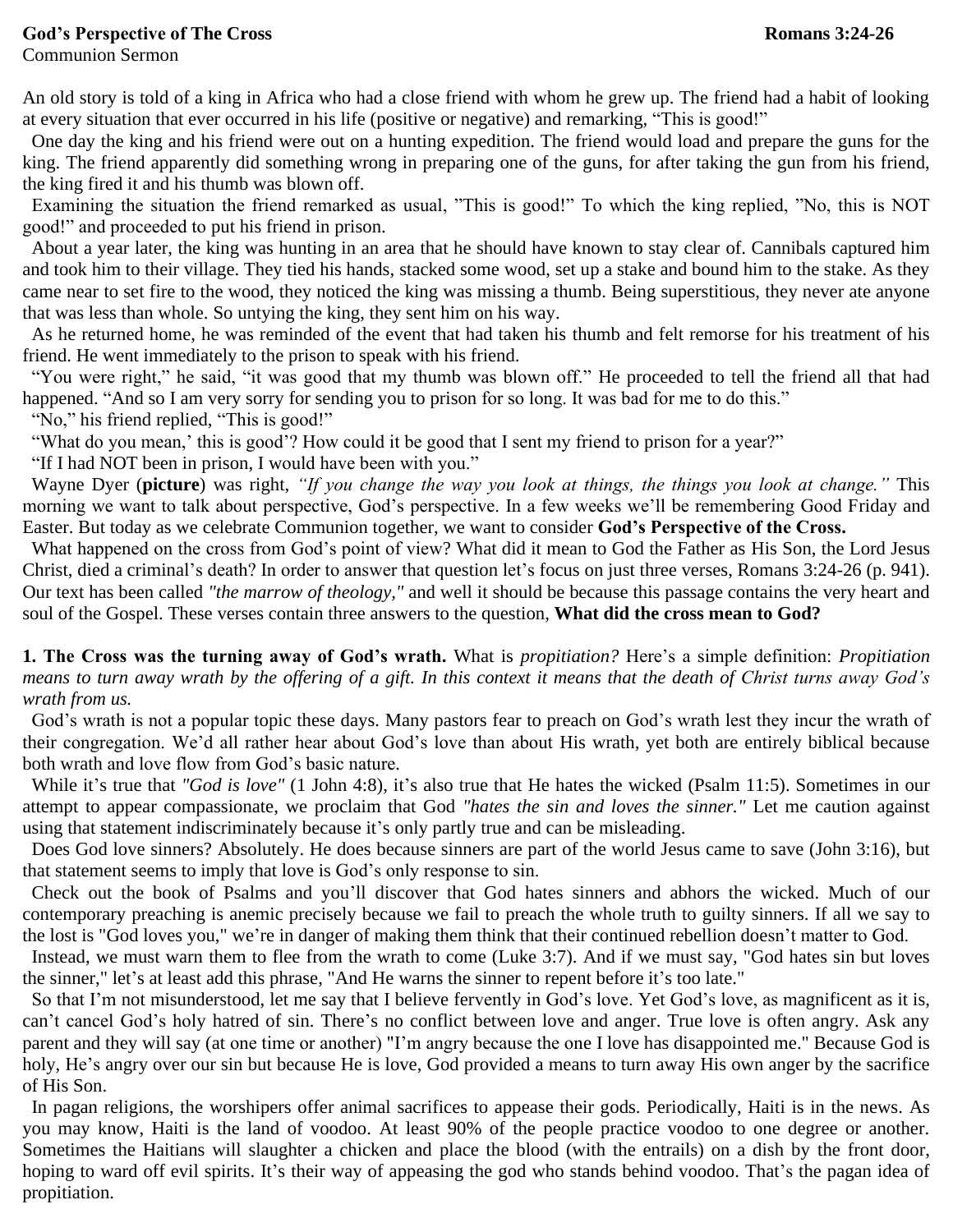**God's Perspective of The Cross** **Romans 3:24-26**

Communion Sermon

An old story is told of a king in Africa who had a close friend with whom he grew up. The friend had a habit of looking at every situation that ever occurred in his life (positive or negative) and remarking, "This is good!"

One day the king and his friend were out on a hunting expedition. The friend would load and prepare the guns for the king. The friend apparently did something wrong in preparing one of the guns, for after taking the gun from his friend, the king fired it and his thumb was blown off.

Examining the situation the friend remarked as usual, "This is good!" To which the king replied, "No, this is NOT good!" and proceeded to put his friend in prison.

About a year later, the king was hunting in an area that he should have known to stay clear of. Cannibals captured him and took him to their village. They tied his hands, stacked some wood, set up a stake and bound him to the stake. As they came near to set fire to the wood, they noticed the king was missing a thumb. Being superstitious, they never ate anyone that was less than whole. So untying the king, they sent him on his way.

As he returned home, he was reminded of the event that had taken his thumb and felt remorse for his treatment of his friend. He went immediately to the prison to speak with his friend.

"You were right," he said, "it was good that my thumb was blown off." He proceeded to tell the friend all that had happened. "And so I am very sorry for sending you to prison for so long. It was bad for me to do this."

"No," his friend replied, "This is good!"

"What do you mean,' this is good'? How could it be good that I sent my friend to prison for a year?"

"If I had NOT been in prison, I would have been with you."

Wayne Dyer (**picture**) was right, *"If you change the way you look at things, the things you look at change."* This morning we want to talk about perspective, God's perspective. In a few weeks we'll be remembering Good Friday and Easter. But today as we celebrate Communion together, we want to consider **God's Perspective of the Cross.**

What happened on the cross from God's point of view? What did it mean to God the Father as His Son, the Lord Jesus Christ, died a criminal's death? In order to answer that question let's focus on just three verses, Romans 3:24-26 (p. 941). Our text has been called *"the marrow of theology,"* and well it should be because this passage contains the very heart and soul of the Gospel. These verses contain three answers to the question, **What did the cross mean to God?**

**1. The Cross was the turning away of God's wrath.** What is *propitiation?* Here's a simple definition: *Propitiation means to turn away wrath by the offering of a gift. In this context it means that the death of Christ turns away God's wrath from us.*

God's wrath is not a popular topic these days. Many pastors fear to preach on God's wrath lest they incur the wrath of their congregation. We'd all rather hear about God's love than about His wrath, yet both are entirely biblical because both wrath and love flow from God's basic nature.

While it's true that *"God is love"* (1 John 4:8), it's also true that He hates the wicked (Psalm 11:5). Sometimes in our attempt to appear compassionate, we proclaim that God *"hates the sin and loves the sinner."* Let me caution against using that statement indiscriminately because it's only partly true and can be misleading.

Does God love sinners? Absolutely. He does because sinners are part of the world Jesus came to save (John 3:16), but that statement seems to imply that love is God's only response to sin.

Check out the book of Psalms and you'll discover that God hates sinners and abhors the wicked. Much of our contemporary preaching is anemic precisely because we fail to preach the whole truth to guilty sinners. If all we say to the lost is "God loves you," we're in danger of making them think that their continued rebellion doesn't matter to God.

Instead, we must warn them to flee from the wrath to come (Luke 3:7). And if we must say, "God hates sin but loves the sinner," let's at least add this phrase, "And He warns the sinner to repent before it's too late."

So that I'm not misunderstood, let me say that I believe fervently in God's love. Yet God's love, as magnificent as it is, can't cancel God's holy hatred of sin. There's no conflict between love and anger. True love is often angry. Ask any parent and they will say (at one time or another) "I'm angry because the one I love has disappointed me." Because God is holy, He's angry over our sin but because He is love, God provided a means to turn away His own anger by the sacrifice of His Son.

In pagan religions, the worshipers offer animal sacrifices to appease their gods. Periodically, Haiti is in the news. As you may know, Haiti is the land of voodoo. At least 90% of the people practice voodoo to one degree or another. Sometimes the Haitians will slaughter a chicken and place the blood (with the entrails) on a dish by the front door, hoping to ward off evil spirits. It's their way of appeasing the god who stands behind voodoo. That's the pagan idea of propitiation.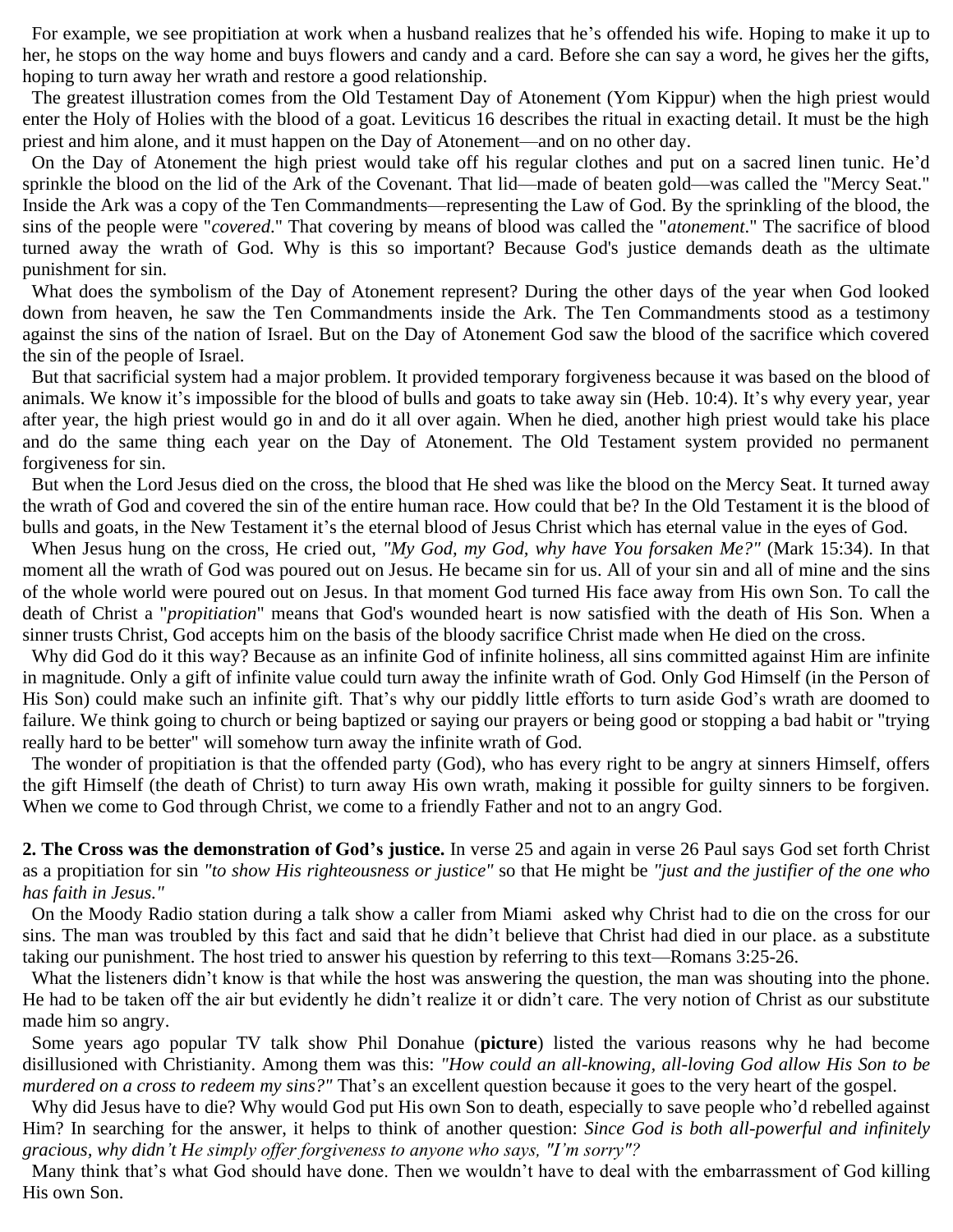For example, we see propitiation at work when a husband realizes that he's offended his wife. Hoping to make it up to her, he stops on the way home and buys flowers and candy and a card. Before she can say a word, he gives her the gifts, hoping to turn away her wrath and restore a good relationship.

The greatest illustration comes from the Old Testament Day of Atonement (Yom Kippur) when the high priest would enter the Holy of Holies with the blood of a goat. Leviticus 16 describes the ritual in exacting detail. It must be the high priest and him alone, and it must happen on the Day of Atonement—and on no other day.

On the Day of Atonement the high priest would take off his regular clothes and put on a sacred linen tunic. He'd sprinkle the blood on the lid of the Ark of the Covenant. That lid—made of beaten gold—was called the "Mercy Seat." Inside the Ark was a copy of the Ten Commandments—representing the Law of God. By the sprinkling of the blood, the sins of the people were "*covered*." That covering by means of blood was called the "*atonement*." The sacrifice of blood turned away the wrath of God. Why is this so important? Because God's justice demands death as the ultimate punishment for sin.

What does the symbolism of the Day of Atonement represent? During the other days of the year when God looked down from heaven, he saw the Ten Commandments inside the Ark. The Ten Commandments stood as a testimony against the sins of the nation of Israel. But on the Day of Atonement God saw the blood of the sacrifice which covered the sin of the people of Israel.

But that sacrificial system had a major problem. It provided temporary forgiveness because it was based on the blood of animals. We know it's impossible for the blood of bulls and goats to take away sin (Heb. 10:4). It's why every year, year after year, the high priest would go in and do it all over again. When he died, another high priest would take his place and do the same thing each year on the Day of Atonement. The Old Testament system provided no permanent forgiveness for sin.

But when the Lord Jesus died on the cross, the blood that He shed was like the blood on the Mercy Seat. It turned away the wrath of God and covered the sin of the entire human race. How could that be? In the Old Testament it is the blood of bulls and goats, in the New Testament it's the eternal blood of Jesus Christ which has eternal value in the eyes of God.

When Jesus hung on the cross, He cried out, *"My God, my God, why have You forsaken Me?"* (Mark 15:34). In that moment all the wrath of God was poured out on Jesus. He became sin for us. All of your sin and all of mine and the sins of the whole world were poured out on Jesus. In that moment God turned His face away from His own Son. To call the death of Christ a "*propitiation*" means that God's wounded heart is now satisfied with the death of His Son. When a sinner trusts Christ, God accepts him on the basis of the bloody sacrifice Christ made when He died on the cross.

Why did God do it this way? Because as an infinite God of infinite holiness, all sins committed against Him are infinite in magnitude. Only a gift of infinite value could turn away the infinite wrath of God. Only God Himself (in the Person of His Son) could make such an infinite gift. That's why our piddly little efforts to turn aside God's wrath are doomed to failure. We think going to church or being baptized or saying our prayers or being good or stopping a bad habit or "trying really hard to be better" will somehow turn away the infinite wrath of God.

The wonder of propitiation is that the offended party (God), who has every right to be angry at sinners Himself, offers the gift Himself (the death of Christ) to turn away His own wrath, making it possible for guilty sinners to be forgiven. When we come to God through Christ, we come to a friendly Father and not to an angry God.

**2. The Cross was the demonstration of God's justice.** In verse 25 and again in verse 26 Paul says God set forth Christ as a propitiation for sin *"to show His righteousness or justice"* so that He might be *"just and the justifier of the one who has faith in Jesus."*

On the Moody Radio station during a talk show a caller from Miami asked why Christ had to die on the cross for our sins. The man was troubled by this fact and said that he didn't believe that Christ had died in our place. as a substitute taking our punishment. The host tried to answer his question by referring to this text—Romans 3:25-26.

What the listeners didn't know is that while the host was answering the question, the man was shouting into the phone. He had to be taken off the air but evidently he didn't realize it or didn't care. The very notion of Christ as our substitute made him so angry.

Some years ago popular TV talk show Phil Donahue (**picture**) listed the various reasons why he had become disillusioned with Christianity. Among them was this: *"How could an all-knowing, all-loving God allow His Son to be murdered on a cross to redeem my sins?"* That's an excellent question because it goes to the very heart of the gospel.

Why did Jesus have to die? Why would God put His own Son to death, especially to save people who'd rebelled against Him? In searching for the answer, it helps to think of another question: *Since God is both all-powerful and infinitely gracious, why didn't He simply offer forgiveness to anyone who says, "I'm sorry"?*

Many think that's what God should have done. Then we wouldn't have to deal with the embarrassment of God killing His own Son.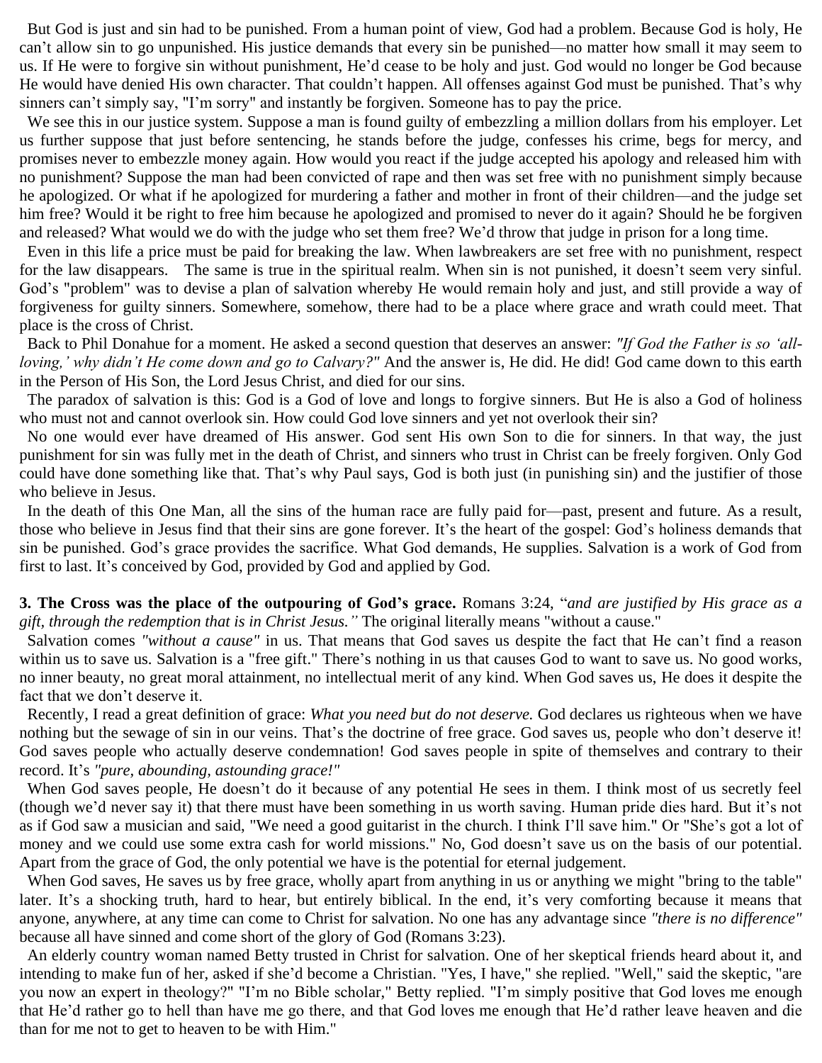But God is just and sin had to be punished. From a human point of view, God had a problem. Because God is holy, He can't allow sin to go unpunished. His justice demands that every sin be punished—no matter how small it may seem to us. If He were to forgive sin without punishment, He'd cease to be holy and just. God would no longer be God because He would have denied His own character. That couldn't happen. All offenses against God must be punished. That's why sinners can't simply say, "I'm sorry" and instantly be forgiven. Someone has to pay the price.

We see this in our justice system. Suppose a man is found guilty of embezzling a million dollars from his employer. Let us further suppose that just before sentencing, he stands before the judge, confesses his crime, begs for mercy, and promises never to embezzle money again. How would you react if the judge accepted his apology and released him with no punishment? Suppose the man had been convicted of rape and then was set free with no punishment simply because he apologized. Or what if he apologized for murdering a father and mother in front of their children—and the judge set him free? Would it be right to free him because he apologized and promised to never do it again? Should he be forgiven and released? What would we do with the judge who set them free? We'd throw that judge in prison for a long time.

Even in this life a price must be paid for breaking the law. When lawbreakers are set free with no punishment, respect for the law disappears. The same is true in the spiritual realm. When sin is not punished, it doesn't seem very sinful. God's "problem" was to devise a plan of salvation whereby He would remain holy and just, and still provide a way of forgiveness for guilty sinners. Somewhere, somehow, there had to be a place where grace and wrath could meet. That place is the cross of Christ.

Back to Phil Donahue for a moment. He asked a second question that deserves an answer: *"If God the Father is so 'all-loving,' why didn't He come down and go to Calvary?"* And the answer is, He did. He did! God came down to this earth in the Person of His Son, the Lord Jesus Christ, and died for our sins.

The paradox of salvation is this: God is a God of love and longs to forgive sinners. But He is also a God of holiness who must not and cannot overlook sin. How could God love sinners and yet not overlook their sin?

No one would ever have dreamed of His answer. God sent His own Son to die for sinners. In that way, the just punishment for sin was fully met in the death of Christ, and sinners who trust in Christ can be freely forgiven. Only God could have done something like that. That's why Paul says, God is both just (in punishing sin) and the justifier of those who believe in Jesus.

In the death of this One Man, all the sins of the human race are fully paid for—past, present and future. As a result, those who believe in Jesus find that their sins are gone forever. It's the heart of the gospel: God's holiness demands that sin be punished. God's grace provides the sacrifice. What God demands, He supplies. Salvation is a work of God from first to last. It's conceived by God, provided by God and applied by God.

**3. The Cross was the place of the outpouring of God's grace.** Romans 3:24, "*and are justified by His grace as a gift, through the redemption that is in Christ Jesus.*" The original literally means "without a cause."

Salvation comes *"without a cause"* in us. That means that God saves us despite the fact that He can't find a reason within us to save us. Salvation is a "free gift." There's nothing in us that causes God to want to save us. No good works, no inner beauty, no great moral attainment, no intellectual merit of any kind. When God saves us, He does it despite the fact that we don't deserve it.

Recently, I read a great definition of grace: *What you need but do not deserve.* God declares us righteous when we have nothing but the sewage of sin in our veins. That's the doctrine of free grace. God saves us, people who don't deserve it! God saves people who actually deserve condemnation! God saves people in spite of themselves and contrary to their record. It's *"pure, abounding, astounding grace!"*

When God saves people, He doesn't do it because of any potential He sees in them. I think most of us secretly feel (though we'd never say it) that there must have been something in us worth saving. Human pride dies hard. But it's not as if God saw a musician and said, "We need a good guitarist in the church. I think I'll save him." Or "She's got a lot of money and we could use some extra cash for world missions." No, God doesn't save us on the basis of our potential. Apart from the grace of God, the only potential we have is the potential for eternal judgement.

When God saves, He saves us by free grace, wholly apart from anything in us or anything we might "bring to the table" later. It's a shocking truth, hard to hear, but entirely biblical. In the end, it's very comforting because it means that anyone, anywhere, at any time can come to Christ for salvation. No one has any advantage since *"there is no difference"* because all have sinned and come short of the glory of God (Romans 3:23).

An elderly country woman named Betty trusted in Christ for salvation. One of her skeptical friends heard about it, and intending to make fun of her, asked if she'd become a Christian. "Yes, I have," she replied. "Well," said the skeptic, "are you now an expert in theology?" "I'm no Bible scholar," Betty replied. "I'm simply positive that God loves me enough that He'd rather go to hell than have me go there, and that God loves me enough that He'd rather leave heaven and die than for me not to get to heaven to be with Him."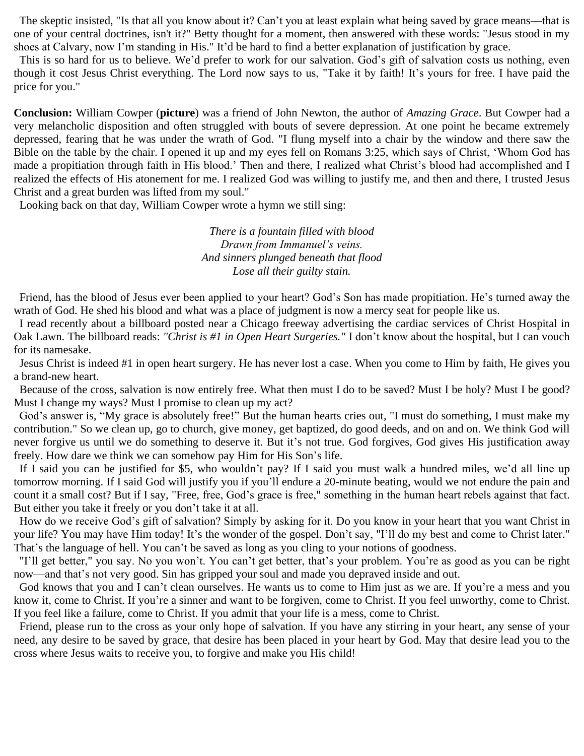The skeptic insisted, "Is that all you know about it? Can't you at least explain what being saved by grace means—that is one of your central doctrines, isn't it?" Betty thought for a moment, then answered with these words: "Jesus stood in my shoes at Calvary, now I'm standing in His." It'd be hard to find a better explanation of justification by grace.

This is so hard for us to believe. We'd prefer to work for our salvation. God's gift of salvation costs us nothing, even though it cost Jesus Christ everything. The Lord now says to us, "Take it by faith! It's yours for free. I have paid the price for you."

**Conclusion:** William Cowper (**picture**) was a friend of John Newton, the author of *Amazing Grace*. But Cowper had a very melancholic disposition and often struggled with bouts of severe depression. At one point he became extremely depressed, fearing that he was under the wrath of God. "I flung myself into a chair by the window and there saw the Bible on the table by the chair. I opened it up and my eyes fell on Romans 3:25, which says of Christ, 'Whom God has made a propitiation through faith in His blood.' Then and there, I realized what Christ's blood had accomplished and I realized the effects of His atonement for me. I realized God was willing to justify me, and then and there, I trusted Jesus Christ and a great burden was lifted from my soul."

Looking back on that day, William Cowper wrote a hymn we still sing:

*There is a fountain filled with blood*
*Drawn from Immanuel's veins.*
*And sinners plunged beneath that flood*
*Lose all their guilty stain.*

Friend, has the blood of Jesus ever been applied to your heart? God's Son has made propitiation. He's turned away the wrath of God. He shed his blood and what was a place of judgment is now a mercy seat for people like us.

I read recently about a billboard posted near a Chicago freeway advertising the cardiac services of Christ Hospital in Oak Lawn. The billboard reads: *"Christ is #1 in Open Heart Surgeries."* I don't know about the hospital, but I can vouch for its namesake.

Jesus Christ is indeed #1 in open heart surgery. He has never lost a case. When you come to Him by faith, He gives you a brand-new heart.

Because of the cross, salvation is now entirely free. What then must I do to be saved? Must I be holy? Must I be good? Must I change my ways? Must I promise to clean up my act?

God's answer is, "My grace is absolutely free!" But the human hearts cries out, "I must do something, I must make my contribution." So we clean up, go to church, give money, get baptized, do good deeds, and on and on. We think God will never forgive us until we do something to deserve it. But it's not true. God forgives, God gives His justification away freely. How dare we think we can somehow pay Him for His Son's life.

If I said you can be justified for $5, who wouldn't pay? If I said you must walk a hundred miles, we'd all line up tomorrow morning. If I said God will justify you if you'll endure a 20-minute beating, would we not endure the pain and count it a small cost? But if I say, "Free, free, God's grace is free," something in the human heart rebels against that fact. But either you take it freely or you don't take it at all.

How do we receive God's gift of salvation? Simply by asking for it. Do you know in your heart that you want Christ in your life? You may have Him today! It's the wonder of the gospel. Don't say, "I'll do my best and come to Christ later." That's the language of hell. You can't be saved as long as you cling to your notions of goodness.

"I'll get better," you say. No you won't. You can't get better, that's your problem. You're as good as you can be right now—and that's not very good. Sin has gripped your soul and made you depraved inside and out.

God knows that you and I can't clean ourselves. He wants us to come to Him just as we are. If you're a mess and you know it, come to Christ. If you're a sinner and want to be forgiven, come to Christ. If you feel unworthy, come to Christ. If you feel like a failure, come to Christ. If you admit that your life is a mess, come to Christ.

Friend, please run to the cross as your only hope of salvation. If you have any stirring in your heart, any sense of your need, any desire to be saved by grace, that desire has been placed in your heart by God. May that desire lead you to the cross where Jesus waits to receive you, to forgive and make you His child!